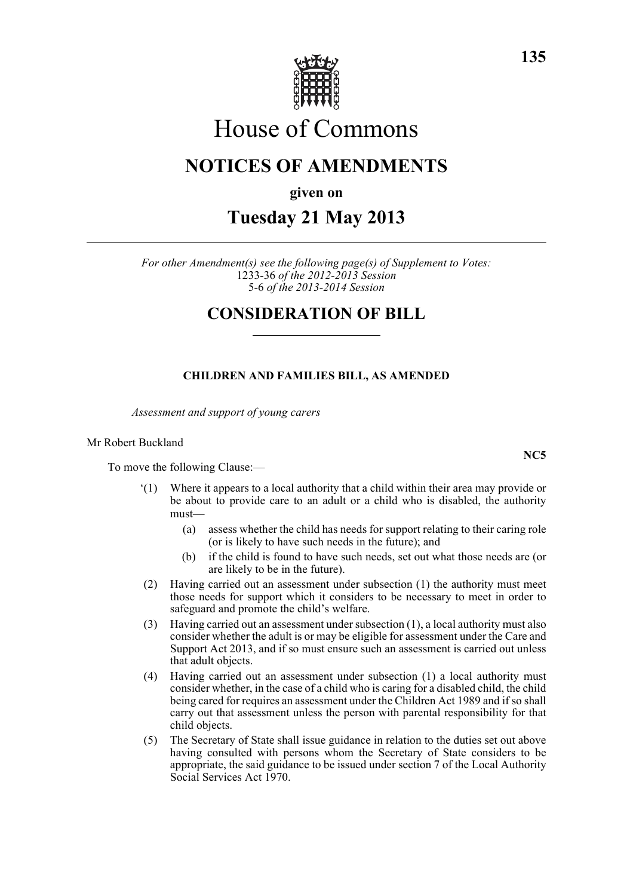# House of Commons

## NOTICES OF AMENDMENTS

**given on**

## Tuesday 21 May 2013

*For other Amendment(s) see the following page(s) of Supplement to Votes:*
1233-36 *of the 2012-2013 Session*
5-6 *of the 2013-2014 Session*

## CONSIDERATION OF BILL

### CHILDREN AND FAMILIES BILL, AS AMENDED

*Assessment and support of young carers*

Mr Robert Buckland

**NC5**

To move the following Clause:—

'(1) Where it appears to a local authority that a child within their area may provide or be about to provide care to an adult or a child who is disabled, the authority must—

(a) assess whether the child has needs for support relating to their caring role (or is likely to have such needs in the future); and

(b) if the child is found to have such needs, set out what those needs are (or are likely to be in the future).

(2) Having carried out an assessment under subsection (1) the authority must meet those needs for support which it considers to be necessary to meet in order to safeguard and promote the child's welfare.

(3) Having carried out an assessment under subsection (1), a local authority must also consider whether the adult is or may be eligible for assessment under the Care and Support Act 2013, and if so must ensure such an assessment is carried out unless that adult objects.

(4) Having carried out an assessment under subsection (1) a local authority must consider whether, in the case of a child who is caring for a disabled child, the child being cared for requires an assessment under the Children Act 1989 and if so shall carry out that assessment unless the person with parental responsibility for that child objects.

(5) The Secretary of State shall issue guidance in relation to the duties set out above having consulted with persons whom the Secretary of State considers to be appropriate, the said guidance to be issued under section 7 of the Local Authority Social Services Act 1970.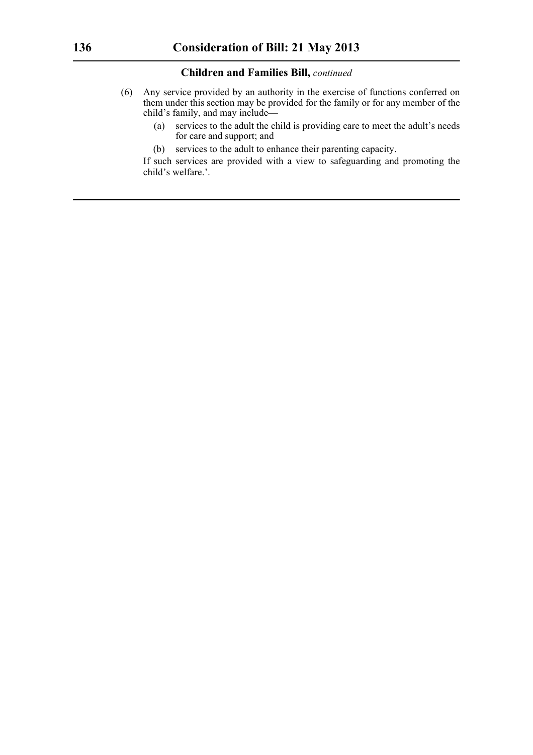**Children and Families Bill,** *continued*

(6) Any service provided by an authority in the exercise of functions conferred on them under this section may be provided for the family or for any member of the child's family, and may include—

   (a) services to the adult the child is providing care to meet the adult's needs for care and support; and

   (b) services to the adult to enhance their parenting capacity.

If such services are provided with a view to safeguarding and promoting the child's welfare.'.